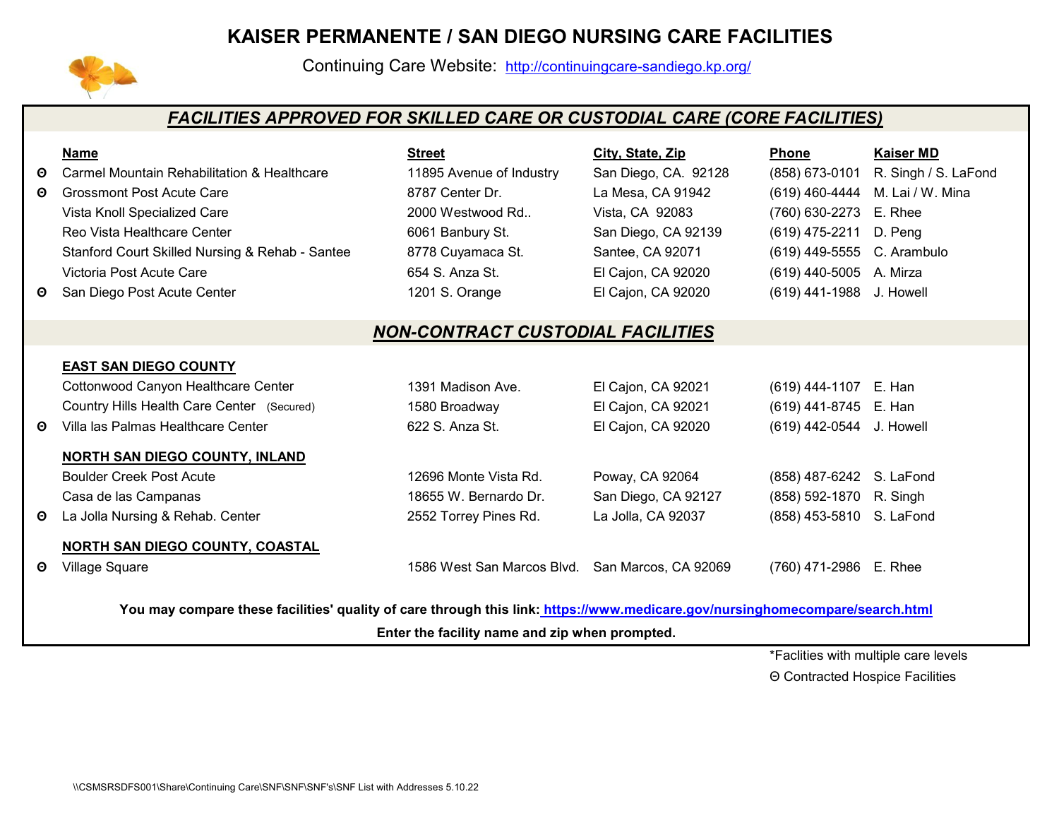# KAISER PERMANENTE / SAN DIEGO NURSING CARE FACILITIES

Continuing Care Website: http://continuingcare-sandiego.kp.org/

## *FACILITIES APPROVED FOR SKILLED CARE OR CUSTODIAL CARE (CORE FACILITIES)*

| | Name | Street | City, State, Zip | Phone | Kaiser MD |
|---|---|---|---|---|---|
| ʘ | Carmel Mountain Rehabilitation & Healthcare | 11895 Avenue of Industry | San Diego, CA. 92128 | (858) 673-0101 | R. Singh / S. LaFond |
| ʘ | Grossmont Post Acute Care | 8787 Center Dr. | La Mesa, CA 91942 | (619) 460-4444 | M. Lai / W. Mina |
| | Vista Knoll Specialized Care | 2000 Westwood Rd.. | Vista, CA 92083 | (760) 630-2273 | E. Rhee |
| | Reo Vista Healthcare Center | 6061 Banbury St. | San Diego, CA 92139 | (619) 475-2211 | D. Peng |
| | Stanford Court Skilled Nursing & Rehab - Santee | 8778 Cuyamaca St. | Santee, CA 92071 | (619) 449-5555 | C. Arambulo |
| | Victoria Post Acute Care | 654 S. Anza St. | El Cajon, CA 92020 | (619) 440-5005 | A. Mirza |
| ʘ | San Diego Post Acute Center | 1201 S. Orange | El Cajon, CA 92020 | (619) 441-1988 | J. Howell |

## *NON-CONTRACT CUSTODIAL FACILITIES*

| | Name | Street | City, State, Zip | Phone | Kaiser MD |
|---|---|---|---|---|---|
| | **EAST SAN DIEGO COUNTY** | | | | |
| | Cottonwood Canyon Healthcare Center | 1391 Madison Ave. | El Cajon, CA 92021 | (619) 444-1107 | E. Han |
| | Country Hills Health Care Center (Secured) | 1580 Broadway | El Cajon, CA 92021 | (619) 441-8745 | E. Han |
| ʘ | Villa las Palmas Healthcare Center | 622 S. Anza St. | El Cajon, CA 92020 | (619) 442-0544 | J. Howell |
| | **NORTH SAN DIEGO COUNTY, INLAND** | | | | |
| | Boulder Creek Post Acute | 12696 Monte Vista Rd. | Poway, CA 92064 | (858) 487-6242 | S. LaFond |
| | Casa de las Campanas | 18655 W. Bernardo Dr. | San Diego, CA 92127 | (858) 592-1870 | R. Singh |
| ʘ | La Jolla Nursing & Rehab. Center | 2552 Torrey Pines Rd. | La Jolla, CA 92037 | (858) 453-5810 | S. LaFond |
| | **NORTH SAN DIEGO COUNTY, COASTAL** | | | | |
| ʘ | Village Square | 1586 West San Marcos Blvd. | San Marcos, CA 92069 | (760) 471-2986 | E. Rhee |

**You may compare these facilities' quality of care through this link: https://www.medicare.gov/nursinghomecompare/search.html**

**Enter the facility name and zip when prompted.**

*Faclities with multiple care levels

ʘ Contracted Hospice Facilities

\\CSMSRSDFS001\Share\Continuing Care\SNF\SNF\SNF's\SNF List with Addresses 5.10.22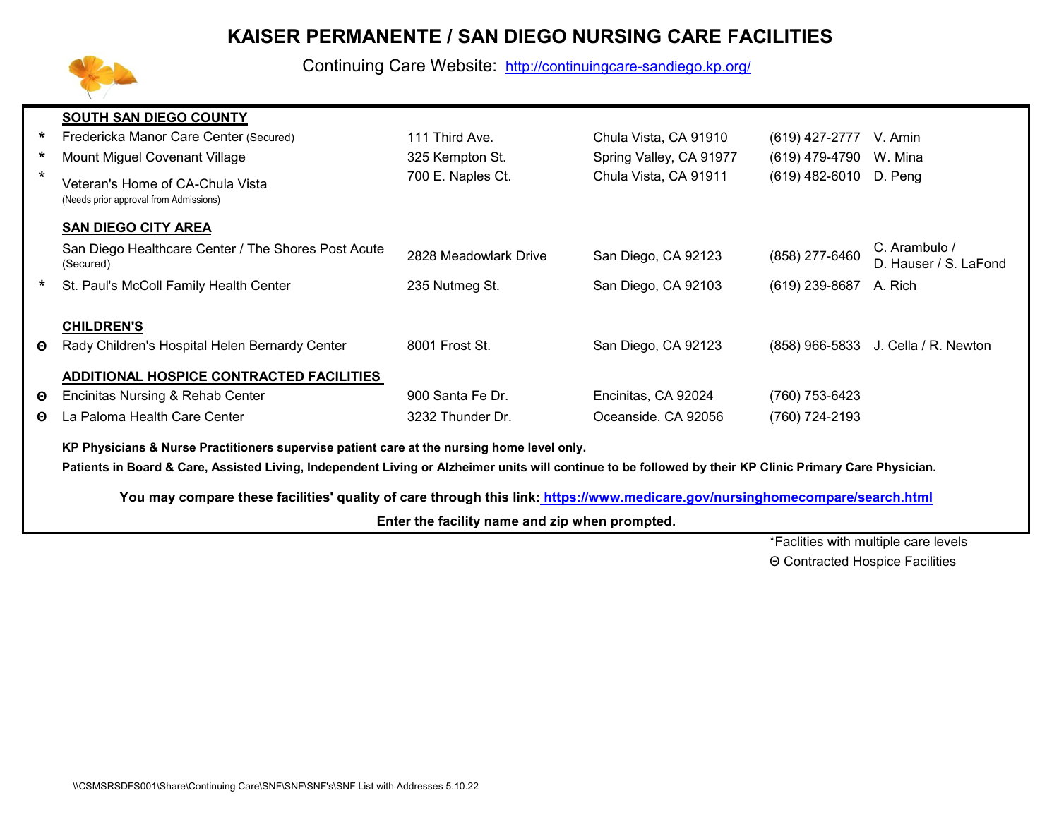# KAISER PERMANENTE / SAN DIEGO NURSING CARE FACILITIES

Continuing Care Website: http://continuingcare-sandiego.kp.org/

| | | | | | |
|---|---|---|---|---|---|
| | **SOUTH SAN DIEGO COUNTY** | | | | |
| * | Fredericka Manor Care Center (Secured) | 111 Third Ave. | Chula Vista, CA 91910 | (619) 427-2777 | V. Amin |
| * | Mount Miguel Covenant Village | 325 Kempton St. | Spring Valley, CA 91977 | (619) 479-4790 | W. Mina |
| * | Veteran's Home of CA-Chula Vista (Needs prior approval from Admissions) | 700 E. Naples Ct. | Chula Vista, CA 91911 | (619) 482-6010 | D. Peng |
| | **SAN DIEGO CITY AREA** | | | | |
| | San Diego Healthcare Center / The Shores Post Acute (Secured) | 2828 Meadowlark Drive | San Diego, CA 92123 | (858) 277-6460 | C. Arambulo / D. Hauser / S. LaFond |
| * | St. Paul's McColl Family Health Center | 235 Nutmeg St. | San Diego, CA 92103 | (619) 239-8687 | A. Rich |
| | **CHILDREN'S** | | | | |
| ϴ | Rady Children's Hospital Helen Bernardy Center | 8001 Frost St. | San Diego, CA 92123 | (858) 966-5833 | J. Cella / R. Newton |
| | **ADDITIONAL HOSPICE CONTRACTED FACILITIES** | | | | |
| ϴ | Encinitas Nursing & Rehab Center | 900 Santa Fe Dr. | Encinitas, CA 92024 | (760) 753-6423 | |
| ϴ | La Paloma Health Care Center | 3232 Thunder Dr. | Oceanside. CA 92056 | (760) 724-2193 | |

**KP Physicians & Nurse Practitioners supervise patient care at the nursing home level only.**

**Patients in Board & Care, Assisted Living, Independent Living or Alzheimer units will continue to be followed by their KP Clinic Primary Care Physician.**

**You may compare these facilities' quality of care through this link: https://www.medicare.gov/nursinghomecompare/search.html**

**Enter the facility name and zip when prompted.**

*Faclities with multiple care levels

ϴ Contracted Hospice Facilities

\\CSMSRSDFS001\Share\Continuing Care\SNF\SNF\SNF's\SNF List with Addresses 5.10.22